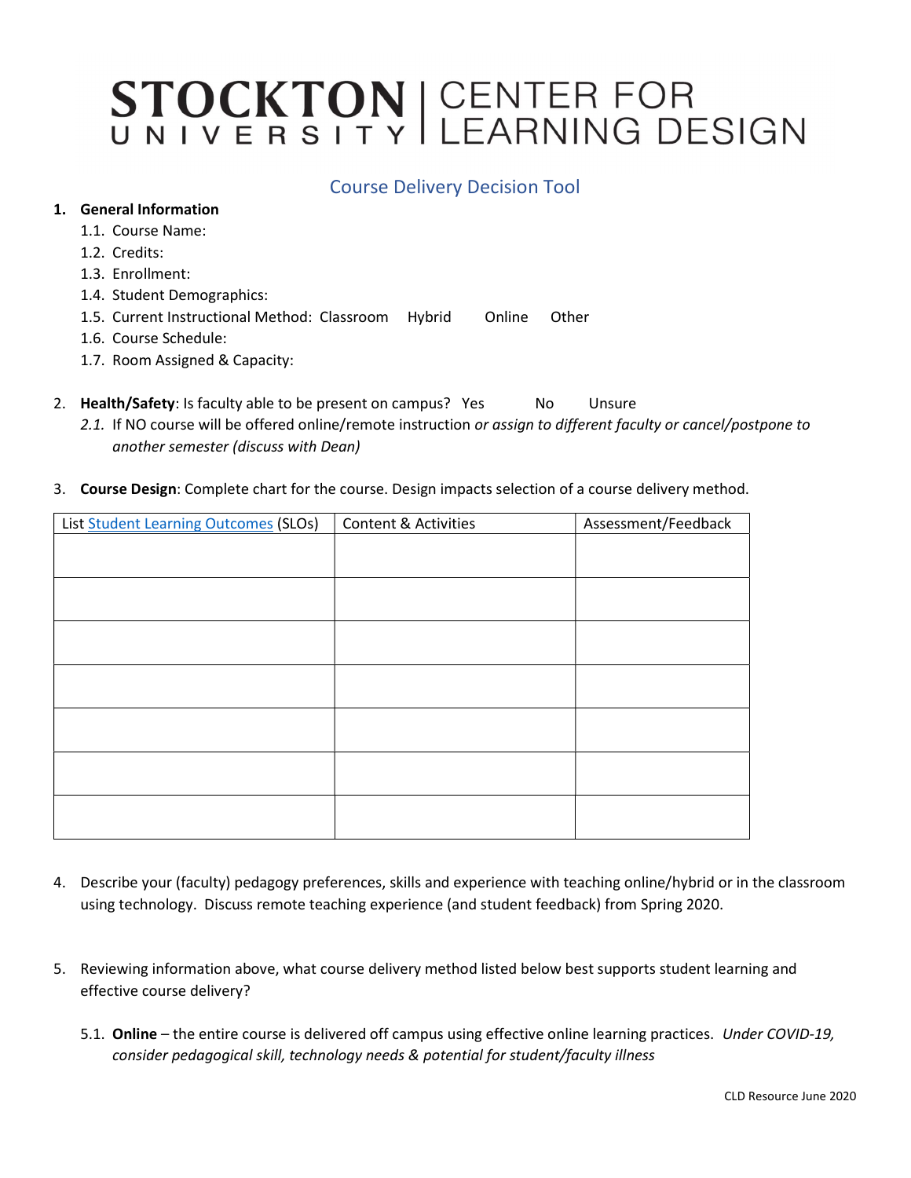# STOCKTON UNIVERSITY | CENTER FOR LEARNING DESIGN

## Course Delivery Decision Tool

1. **General Information**
   1.1. Course Name:
   1.2. Credits:
   1.3. Enrollment:
   1.4. Student Demographics:
   1.5. Current Instructional Method: Classroom Hybrid Online Other
   1.6. Course Schedule:
   1.7. Room Assigned & Capacity:

2. **Health/Safety**: Is faculty able to be present on campus? Yes No Unsure
   *2.1.* If NO course will be offered online/remote instruction *or assign to different faculty or cancel/postpone to another semester (discuss with Dean)*

3. **Course Design**: Complete chart for the course. Design impacts selection of a course delivery method.

| List Student Learning Outcomes (SLOs) | Content & Activities | Assessment/Feedback |
|---|---|---|
| | | |
| | | |
| | | |
| | | |
| | | |
| | | |
| | | |

4. Describe your (faculty) pedagogy preferences, skills and experience with teaching online/hybrid or in the classroom using technology. Discuss remote teaching experience (and student feedback) from Spring 2020.

5. Reviewing information above, what course delivery method listed below best supports student learning and effective course delivery?

   5.1. **Online** – the entire course is delivered off campus using effective online learning practices. *Under COVID-19, consider pedagogical skill, technology needs & potential for student/faculty illness*

CLD Resource June 2020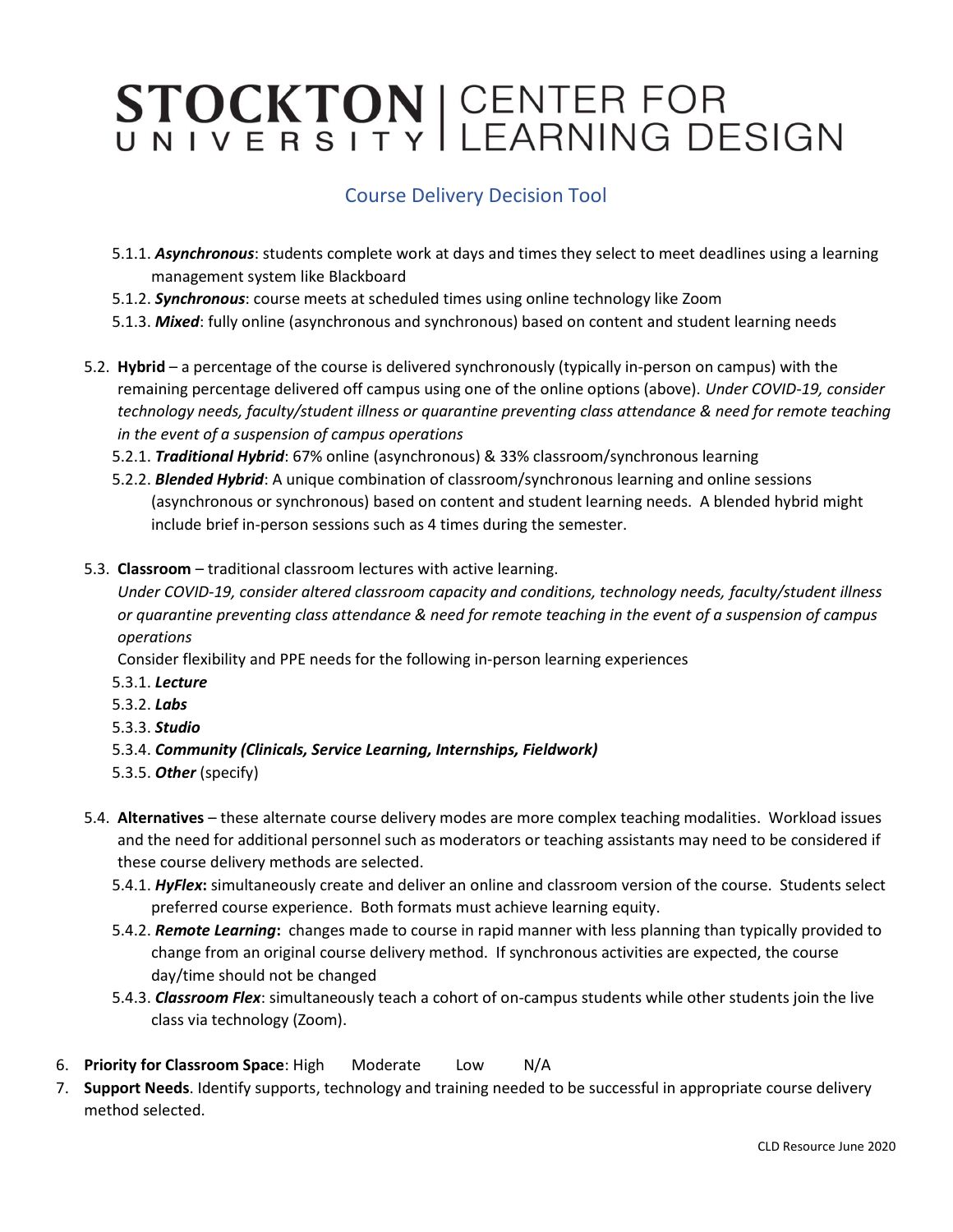# STOCKTON UNIVERSITY | CENTER FOR LEARNING DESIGN

## Course Delivery Decision Tool

- 5.1.1. ***Asynchronous***: students complete work at days and times they select to meet deadlines using a learning management system like Blackboard
- 5.1.2. ***Synchronous***: course meets at scheduled times using online technology like Zoom
- 5.1.3. ***Mixed***: fully online (asynchronous and synchronous) based on content and student learning needs

5.2. **Hybrid** – a percentage of the course is delivered synchronously (typically in-person on campus) with the remaining percentage delivered off campus using one of the online options (above). *Under COVID-19, consider technology needs, faculty/student illness or quarantine preventing class attendance & need for remote teaching in the event of a suspension of campus operations*

- 5.2.1. ***Traditional Hybrid***: 67% online (asynchronous) & 33% classroom/synchronous learning
- 5.2.2. ***Blended Hybrid***: A unique combination of classroom/synchronous learning and online sessions (asynchronous or synchronous) based on content and student learning needs. A blended hybrid might include brief in-person sessions such as 4 times during the semester.

5.3. **Classroom** – traditional classroom lectures with active learning.
*Under COVID-19, consider altered classroom capacity and conditions, technology needs, faculty/student illness or quarantine preventing class attendance & need for remote teaching in the event of a suspension of campus operations*
Consider flexibility and PPE needs for the following in-person learning experiences

- 5.3.1. ***Lecture***
- 5.3.2. ***Labs***
- 5.3.3. ***Studio***
- 5.3.4. ***Community (Clinicals, Service Learning, Internships, Fieldwork)***
- 5.3.5. ***Other*** (specify)

5.4. **Alternatives** – these alternate course delivery modes are more complex teaching modalities. Workload issues and the need for additional personnel such as moderators or teaching assistants may need to be considered if these course delivery methods are selected.

- 5.4.1. ***HyFlex*****:** simultaneously create and deliver an online and classroom version of the course. Students select preferred course experience. Both formats must achieve learning equity.
- 5.4.2. ***Remote Learning*****:** changes made to course in rapid manner with less planning than typically provided to change from an original course delivery method. If synchronous activities are expected, the course day/time should not be changed
- 5.4.3. ***Classroom Flex***: simultaneously teach a cohort of on-campus students while other students join the live class via technology (Zoom).

6. **Priority for Classroom Space**: High Moderate Low N/A
7. **Support Needs**. Identify supports, technology and training needed to be successful in appropriate course delivery method selected.

CLD Resource June 2020